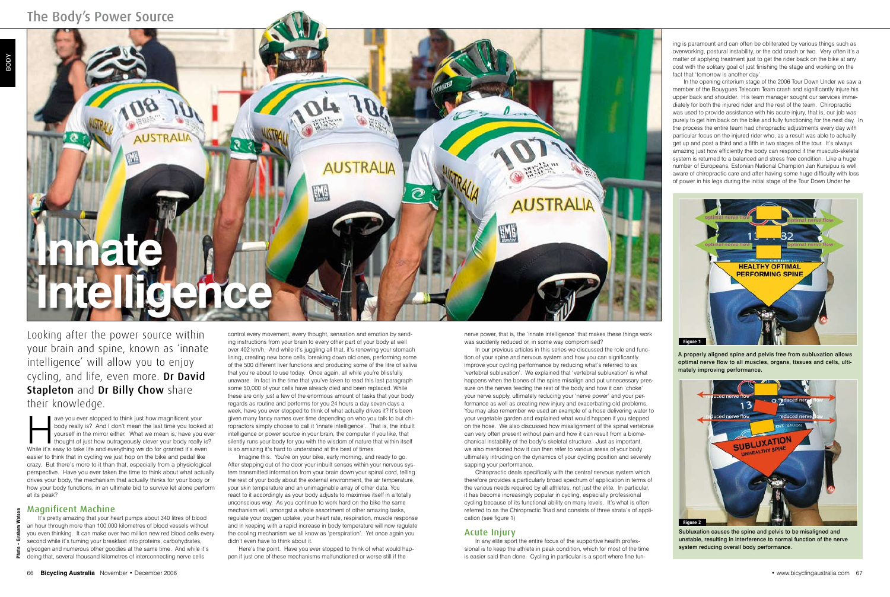# Innate Intelligence

Looking after the power source within your brain and spine, known as 'innate intelligence' will allow you to enjoy cycling, and life, even more. **Dr David Stapleton** and **Dr Billy Chow** share their knowledge.

Have you ever stopped to think just how magnificent your body really is? And I don't mean the last time you looked at yourself in the mirror either. What we mean is, have you ever thought of just how outrageously clever your body really is? While it's easy to take life and everything we do for granted it's even easier to think that in cycling we just hop on the bike and pedal like crazy. But there's more to it than that, especially from a physiological perspective. Have you ever taken the time to think about what actually drives your body, the mechanism that actually thinks for your body or how your body functions, in an ultimate bid to survive let alone perform at its peak?

## Magnificent Machine

It's pretty amazing that your heart pumps about 340 litres of blood an hour through more than 100,000 kilometres of blood vessels without you even thinking. It can make over two million new red blood cells every second while it's turning your breakfast into proteins, carbohydrates, glycogen and numerous other goodies at the same time. And while it's doing that, several thousand kilometres of interconnecting nerve cells control every movement, every thought, sensation and emotion by sending instructions from your brain to every other part of your body at well over 402 km/h. And while it's juggling all that, it's renewing your stomach lining, creating new bone cells, breaking down old ones, performing some of the 500 different liver functions and producing some of the litre of saliva that you're about to use today. Once again, all while you're blissfully unaware. In fact in the time that you've taken to read this last paragraph some 50,000 of your cells have already died and been replaced. While these are only just a few of the enormous amount of tasks that your body regards as routine and performs for you 24 hours a day seven days a week, have you ever stopped to think of what actually drives it? It's been given many fancy names over time depending on who you talk to but chiropractors simply choose to call it 'innate intelligence'. That is, the inbuilt intelligence or power source in your brain, the computer if you like, that silently runs your body for you with the wisdom of nature that within itself is so amazing it's hard to understand at the best of times.

Imagine this. You're on your bike, early morning, and ready to go. After stepping out of the door your inbuilt senses within your nervous system transmitted information from your brain down your spinal cord, telling the rest of your body about the external environment, the air temperature, your skin temperature and an unimaginable array of other data. You react to it accordingly as your body adjusts to maximise itself in a totally unconscious way. As you continue to work hard on the bike the same mechanism will, amongst a whole assortment of other amazing tasks, regulate your oxygen uptake, your heart rate, respiration, muscle response and in keeping with a rapid increase in body temperature will now regulate the cooling mechanism we all know as 'perspiration'. Yet once again you didn't even have to think about it.

Here's the point. Have you ever stopped to think of what would happen if just one of these mechanisms malfunctioned or worse still if the nerve power, that is, the 'innate intelligence' that makes these things work was suddenly reduced or, in some way compromised?

In our previous articles in this series we discussed the role and function of your spine and nervous system and how you can significantly improve your cycling performance by reducing what's referred to as 'vertebral subluxation'. We explained that 'vertebral subluxation' is what happens when the bones of the spine misalign and put unnecessary pressure on the nerves feeding the rest of the body and how it can 'choke' your nerve supply, ultimately reducing your 'nerve power' and your performance as well as creating new injury and exacerbating old problems. You may also remember we used an example of a hose delivering water to your vegetable garden and explained what would happen if you stepped on the hose. We also discussed how misalignment of the spinal vertebrae can very often present without pain and how it can result from a biomechanical instability of the body's skeletal structure. Just as important, we also mentioned how it can then refer to various areas of your body ultimately intruding on the dynamics of your cycling position and severely sapping your performance.

Chiropractic deals specifically with the central nervous system which therefore provides a particularly broad spectrum of application in terms of the various needs required by all athletes, not just the elite. In particular, it has become increasingly popular in cycling, especially professional cycling because of its functional ability on many levels. It's what is often referred to as the Chiropractic Triad and consists of three strata's of application (see figure 1)

## Acute Injury

In any elite sport the entire focus of the supportive health professional is to keep the athlete in peak condition, which for most of the time is easier said than done. Cycling in particular is a sport where fine tuning is paramount and can often be obliterated by various things such as overworking, postural instability, or the odd crash or two. Very often it's a matter of applying treatment just to get the rider back on the bike at any cost with the solitary goal of just finishing the stage and working on the fact that 'tomorrow is another day'.

In the opening criterium stage of the 2006 Tour Down Under we saw a member of the Bouygues Telecom Team crash and significantly injure his upper back and shoulder. His team manager sought our services immediately for both the injured rider and the rest of the team. Chiropractic was used to provide assistance with his acute injury, that is, our job was purely to get him back on the bike and fully functioning for the next day. In the process the entire team had chiropractic adjustments every day with particular focus on the injured rider who, as a result was able to actually get up and post a third and a fifth in two stages of the tour. It's always amazing just how efficiently the body can respond if the musculo-skeletal system is returned to a balanced and stress free condition. Like a huge number of Europeans, Estonian National Champion Jan Kursipuu is well aware of chiropractic care and after having some huge difficulty with loss of power in his legs during the initial stage of the Tour Down Under he

Figure 1

A properly aligned spine and pelvis free from subluxation allows optimal nerve flow to all muscles, organs, tissues and cells, ultimately improving performance.

Figure 2

Subluxation causes the spine and pelvis to be misaligned and unstable, resulting in interference to normal function of the nerve system reducing overall body performance.

Photo - Graham Watson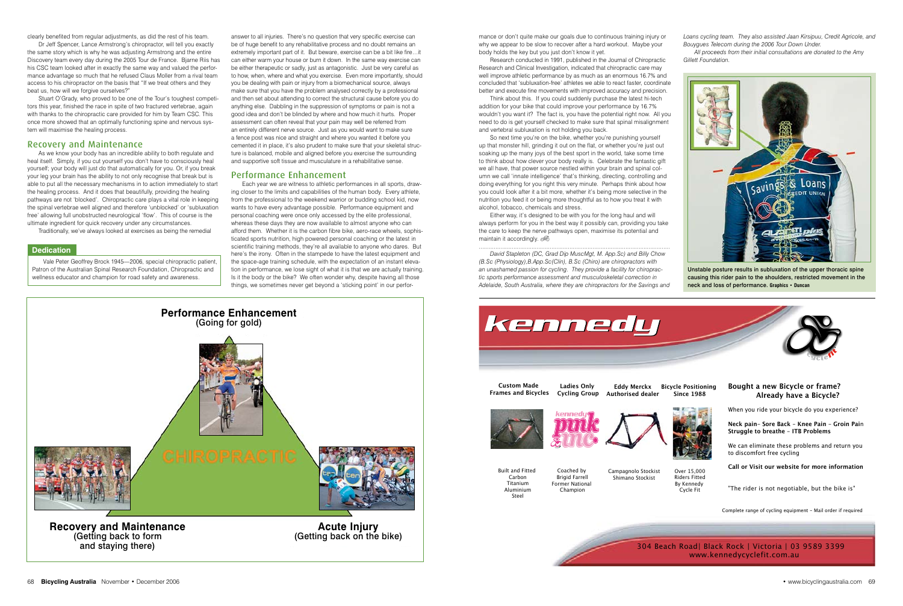clearly benefited from regular adjustments, as did the rest of his team.

Dr Jeff Spencer, Lance Armstrong's chiropractor, will tell you exactly the same story which is why he was adjusting Armstrong and the entire Discovery team every day during the 2005 Tour de France. Bjarne Riis has his CSC team looked after in exactly the same way and valued the performance advantage so much that he refused Claus Moller from a rival team access to his chiropractor on the basis that "If we treat others and they beat us, how will we forgive ourselves?"

Stuart O'Grady, who proved to be one of the Tour's toughest competitors this year, finished the race in spite of two fractured vertebrae, again with thanks to the chiropractic care provided for him by Team CSC. This once more showed that an optimally functioning spine and nervous system will maximise the healing process.

## Recovery and Maintenance

As we know your body has an incredible ability to both regulate and heal itself. Simply, if you cut yourself you don't have to consciously heal yourself; your body will just do that automatically for you. Or, if you break your leg your brain has the ability to not only recognise that break but is able to put all the necessary mechanisms in to action immediately to start the healing process. And it does that beautifully, providing the healing pathways are not 'blocked'. Chiropractic care plays a vital role in keeping the spinal vertebrae well aligned and therefore 'unblocked' or 'subluxation free' allowing full unobstructed neurological 'flow'. This of course is the ultimate ingredient for quick recovery under any circumstances.

Traditionally, we've always looked at exercises as being the remedial answer to all injuries. There's no question that very specific exercise can be of huge benefit to any rehabilitative process and no doubt remains an extremely important part of it. But beware, exercise can be a bit like fire…it can either warm your house or burn it down. In the same way exercise can be either therapeutic or sadly, just as antagonistic. Just be very careful as to how, when, where and what you exercise. Even more importantly, should you be dealing with pain or injury from a biomechanical source, always make sure that you have the problem analysed correctly by a professional and then set about attending to correct the structural cause before you do anything else. Dabbling in the suppression of symptoms or pain is not a good idea and don't be blinded by where and how much it hurts. Proper assessment can often reveal that your pain may well be referred from an entirely different nerve source. Just as you would want to make sure a fence post was nice and straight and where you wanted it before you cemented it in place, it's also prudent to make sure that your skeletal structure is balanced, mobile and aligned before you exercise the surrounding and supportive soft tissue and musculature in a rehabilitative sense.

**Dedication**

Vale Peter Geoffrey Brock 1945—2006, special chiropractic patient, Patron of the Australian Spinal Research Foundation, Chiropractic and wellness educator and champion for road safety and awareness.

## Performance Enhancement

Each year we are witness to athletic performances in all sports, drawing closer to the limits and capabilities of the human body. Every athlete, from the professional to the weekend warrior or budding school kid, now wants to have every advantage possible. Performance equipment and personal coaching were once only accessed by the elite professional, whereas these days they are now available to almost anyone who can afford them. Whether it is the carbon fibre bike, aero-race wheels, sophisticated sports nutrition, high powered personal coaching or the latest in scientific training methods, they're all available to anyone who dares. But here's the irony. Often in the stampede to have the latest equipment and the space-age training schedule, with the expectation of an instant elevation in performance, we lose sight of what it is that we are actually training. Is it the body or the bike? We often wonder why, despite having all those things, we sometimes never get beyond a 'sticking point' in our performance or don't quite make our goals due to continuous training injury or why we appear to be slow to recover after a hard workout. Maybe your body holds the key but you just don't know it yet.

Research conducted in 1991, published in the Journal of Chiropractic Research and Clinical Investigation, indicated that chiropractic care may well improve athletic performance by as much as an enormous 16.7% and concluded that 'subluxation-free' athletes we able to react faster, coordinate better and execute fine movements with improved accuracy and precision.

Think about this. If you could suddenly purchase the latest hi-tech addition for your bike that could improve your performance by 16.7% wouldn't you want it? The fact is, you have the potential right now. All you need to do is get yourself checked to make sure that spinal misalignment and vertebral subluxation is not holding you back.

So next time you're on the bike, whether you're punishing yourself up that monster hill, grinding it out on the flat, or whether you're just out soaking up the many joys of the best sport in the world, take some time to think about how clever your body really is. Celebrate the fantastic gift we all have, that power source nestled within your brain and spinal column we call 'innate intelligence' that's thinking, directing, controlling and doing everything for you right this very minute. Perhaps think about how you could look after it a bit more, whether it's being more selective in the nutrition you feed it or being more thoughtful as to how you treat it with alcohol, tobacco, chemicals and stress.

Either way, it's designed to be with you for the long haul and will always perform for you in the best way it possibly can, providing you take the care to keep the nerve pathways open, maximise its potential and maintain it accordingly.

*David Stapleton (DC, Grad Dip MuscMgt, M. App.Sc) and Billy Chow (B.Sc (Physiology),B.App.Sc(Clin), B.Sc (Chiro) are chiropractors with an unashamed passion for cycling. They provide a facility for chiropractic sports performance assessment and musculoskeletal correction in Adelaide, South Australia, where they are chiropractors for the Savings and Loans cycling team. They also assisted Jaan Kirsipuu, Credit Agricole, and Bouygues Telecom during the 2006 Tour Down Under.*

*All proceeds from their initial consultations are donated to the Amy Gillett Foundation.*

**Unstable posture results in subluxation of the upper thoracic spine causing this rider pain to the shoulders, restricted movement in the neck and loss of performance.** Graphics • Duncan

**Performance Enhancement**
(Going for gold)

CHIROPRACTIC

**Recovery and Maintenance**
(Getting back to form and staying there)

**Acute Injury**
(Getting back on the bike)

kennedy

cyclefit

| Custom Made Frames and Bicycles | Ladies Only Cycling Group | Eddy Merckx Authorised dealer | Bicycle Positioning Since 1988 |
|---|---|---|---|
| Built and Fitted Carbon Titanium Aluminium Steel | Coached by Brigid Farrell Former National Champion | Campagnolo Stockist Shimano Stockist | Over 15,000 Riders Fitted By Kennedy Cycle Fit |

**Bought a new Bicycle or frame? Already have a Bicycle?**

When you ride your bicycle do you experience?

**Neck pain- Sore Back - Knee Pain - Groin Pain Struggle to breathe - ITB Problems**

We can eliminate these problems and return you to discomfort free cycling

**Call or Visit our website for more information**

"The rider is not negotiable, but the bike is"

Complete range of cycling equipment - Mail order if required

304 Beach Road| Black Rock | Victoria | 03 9589 3399
www.kennedycyclefit.com.au